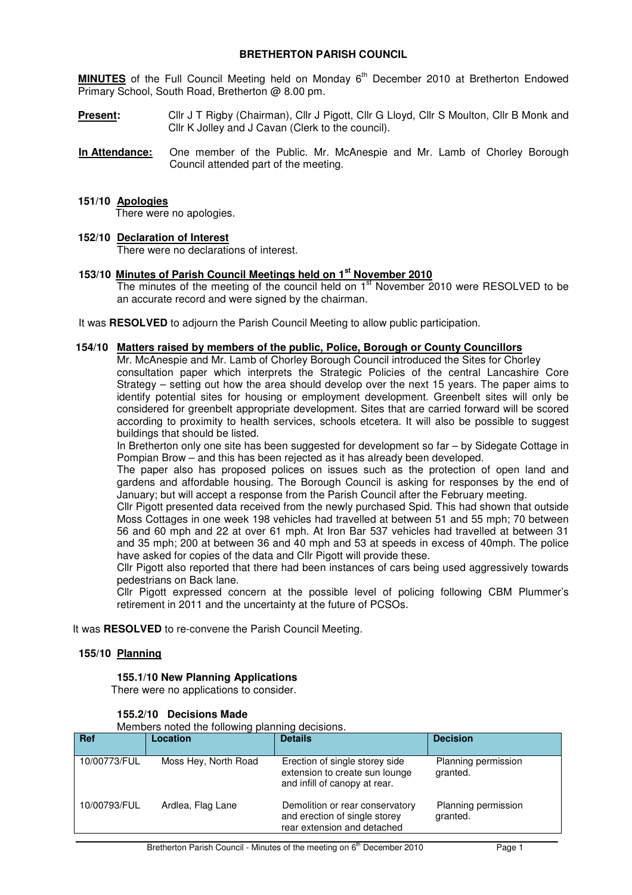# BRETHERTON PARISH COUNCIL

**MINUTES** of the Full Council Meeting held on Monday 6th December 2010 at Bretherton Endowed Primary School, South Road, Bretherton @ 8.00 pm.

**Present:** Cllr J T Rigby (Chairman), Cllr J Pigott, Cllr G Lloyd, Cllr S Moulton, Cllr B Monk and Cllr K Jolley and J Cavan (Clerk to the council).

**In Attendance:** One member of the Public. Mr. McAnespie and Mr. Lamb of Chorley Borough Council attended part of the meeting.

## 151/10 Apologies

There were no apologies.

## 152/10 Declaration of Interest

There were no declarations of interest.

## 153/10 Minutes of Parish Council Meetings held on 1st November 2010

The minutes of the meeting of the council held on 1st November 2010 were RESOLVED to be an accurate record and were signed by the chairman.

It was **RESOLVED** to adjourn the Parish Council Meeting to allow public participation.

## 154/10 Matters raised by members of the public, Police, Borough or County Councillors

Mr. McAnespie and Mr. Lamb of Chorley Borough Council introduced the Sites for Chorley consultation paper which interprets the Strategic Policies of the central Lancashire Core Strategy – setting out how the area should develop over the next 15 years. The paper aims to identify potential sites for housing or employment development. Greenbelt sites will only be considered for greenbelt appropriate development. Sites that are carried forward will be scored according to proximity to health services, schools etcetera. It will also be possible to suggest buildings that should be listed.

In Bretherton only one site has been suggested for development so far – by Sidegate Cottage in Pompian Brow – and this has been rejected as it has already been developed.

The paper also has proposed polices on issues such as the protection of open land and gardens and affordable housing. The Borough Council is asking for responses by the end of January; but will accept a response from the Parish Council after the February meeting.

Cllr Pigott presented data received from the newly purchased Spid. This had shown that outside Moss Cottages in one week 198 vehicles had travelled at between 51 and 55 mph; 70 between 56 and 60 mph and 22 at over 61 mph. At Iron Bar 537 vehicles had travelled at between 31 and 35 mph; 200 at between 36 and 40 mph and 53 at speeds in excess of 40mph. The police have asked for copies of the data and Cllr Pigott will provide these.

Cllr Pigott also reported that there had been instances of cars being used aggressively towards pedestrians on Back lane.

Cllr Pigott expressed concern at the possible level of policing following CBM Plummer's retirement in 2011 and the uncertainty at the future of PCSOs.

It was **RESOLVED** to re-convene the Parish Council Meeting.

## 155/10 Planning

### 155.1/10 New Planning Applications

There were no applications to consider.

### 155.2/10 Decisions Made

Members noted the following planning decisions.

| Ref | Location | Details | Decision |
|---|---|---|---|
| 10/00773/FUL | Moss Hey, North Road | Erection of single storey side extension to create sun lounge and infill of canopy at rear. | Planning permission granted. |
| 10/00793/FUL | Ardlea, Flag Lane | Demolition or rear conservatory and erection of single storey rear extension and detached | Planning permission granted. |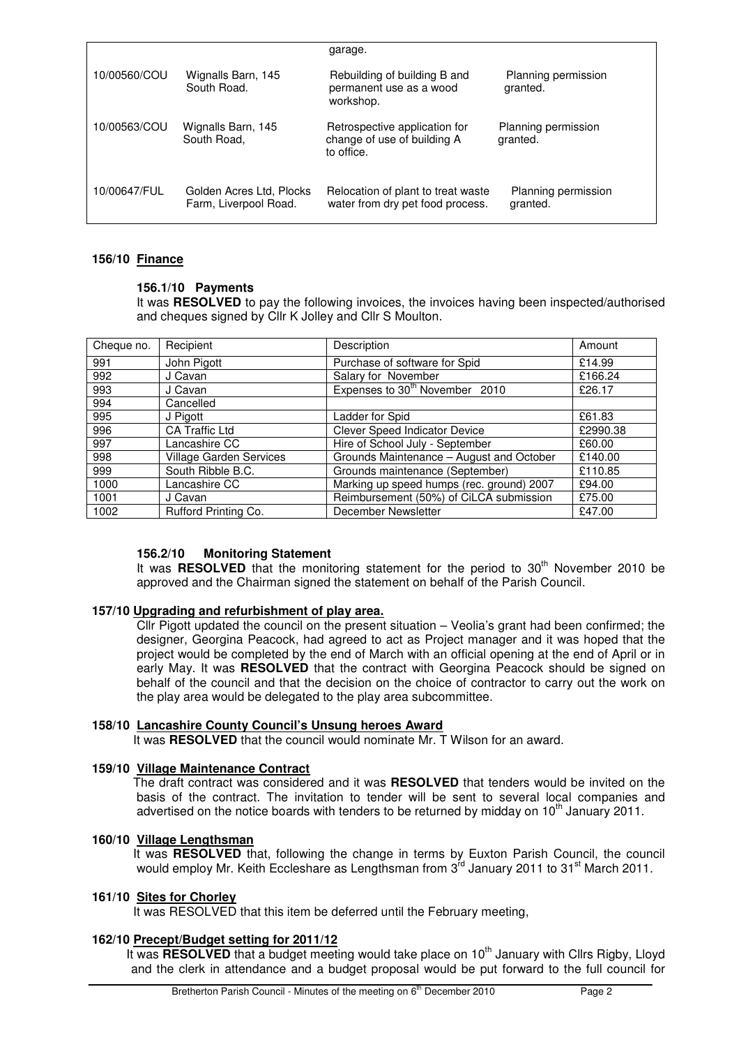| | | | |
|---|---|---|---|
| | | garage. | |
| 10/00560/COU | Wignalls Barn, 145 South Road. | Rebuilding of building B and permanent use as a wood workshop. | Planning permission granted. |
| 10/00563/COU | Wignalls Barn, 145 South Road, | Retrospective application for change of use of building A to office. | Planning permission granted. |
| 10/00647/FUL | Golden Acres Ltd, Plocks Farm, Liverpool Road. | Relocation of plant to treat waste water from dry pet food process. | Planning permission granted. |

### 156/10 Finance

**156.1/10 Payments**

It was **RESOLVED** to pay the following invoices, the invoices having been inspected/authorised and cheques signed by Cllr K Jolley and Cllr S Moulton.

| Cheque no. | Recipient | Description | Amount |
|---|---|---|---|
| 991 | John Pigott | Purchase of software for Spid | £14.99 |
| 992 | J Cavan | Salary for November | £166.24 |
| 993 | J Cavan | Expenses to 30th November 2010 | £26.17 |
| 994 | Cancelled | | |
| 995 | J Pigott | Ladder for Spid | £61.83 |
| 996 | CA Traffic Ltd | Clever Speed Indicator Device | £2990.38 |
| 997 | Lancashire CC | Hire of School July - September | £60.00 |
| 998 | Village Garden Services | Grounds Maintenance – August and October | £140.00 |
| 999 | South Ribble B.C. | Grounds maintenance (September) | £110.85 |
| 1000 | Lancashire CC | Marking up speed humps (rec. ground) 2007 | £94.00 |
| 1001 | J Cavan | Reimbursement (50%) of CiLCA submission | £75.00 |
| 1002 | Rufford Printing Co. | December Newsletter | £47.00 |

**156.2/10 Monitoring Statement**

It was **RESOLVED** that the monitoring statement for the period to 30th November 2010 be approved and the Chairman signed the statement on behalf of the Parish Council.

### 157/10 Upgrading and refurbishment of play area.

Cllr Pigott updated the council on the present situation – Veolia's grant had been confirmed; the designer, Georgina Peacock, had agreed to act as Project manager and it was hoped that the project would be completed by the end of March with an official opening at the end of April or in early May. It was **RESOLVED** that the contract with Georgina Peacock should be signed on behalf of the council and that the decision on the choice of contractor to carry out the work on the play area would be delegated to the play area subcommittee.

### 158/10 Lancashire County Council's Unsung heroes Award

It was **RESOLVED** that the council would nominate Mr. T Wilson for an award.

### 159/10 Village Maintenance Contract

The draft contract was considered and it was **RESOLVED** that tenders would be invited on the basis of the contract. The invitation to tender will be sent to several local companies and advertised on the notice boards with tenders to be returned by midday on 10th January 2011.

### 160/10 Village Lengthsman

It was **RESOLVED** that, following the change in terms by Euxton Parish Council, the council would employ Mr. Keith Eccleshare as Lengthsman from 3rd January 2011 to 31st March 2011.

### 161/10 Sites for Chorley

It was RESOLVED that this item be deferred until the February meeting,

### 162/10 Precept/Budget setting for 2011/12

It was **RESOLVED** that a budget meeting would take place on 10th January with Cllrs Rigby, Lloyd and the clerk in attendance and a budget proposal would be put forward to the full council for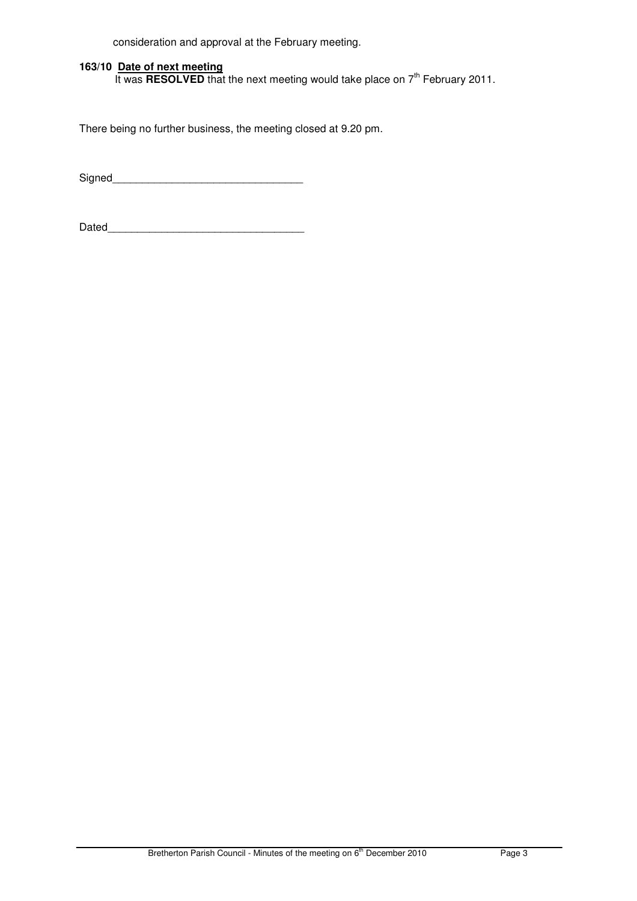consideration and approval at the February meeting.

**163/10 Date of next meeting**

It was **RESOLVED** that the next meeting would take place on 7th February 2011.

There being no further business, the meeting closed at 9.20 pm.

Signed________________________________

Dated_________________________________